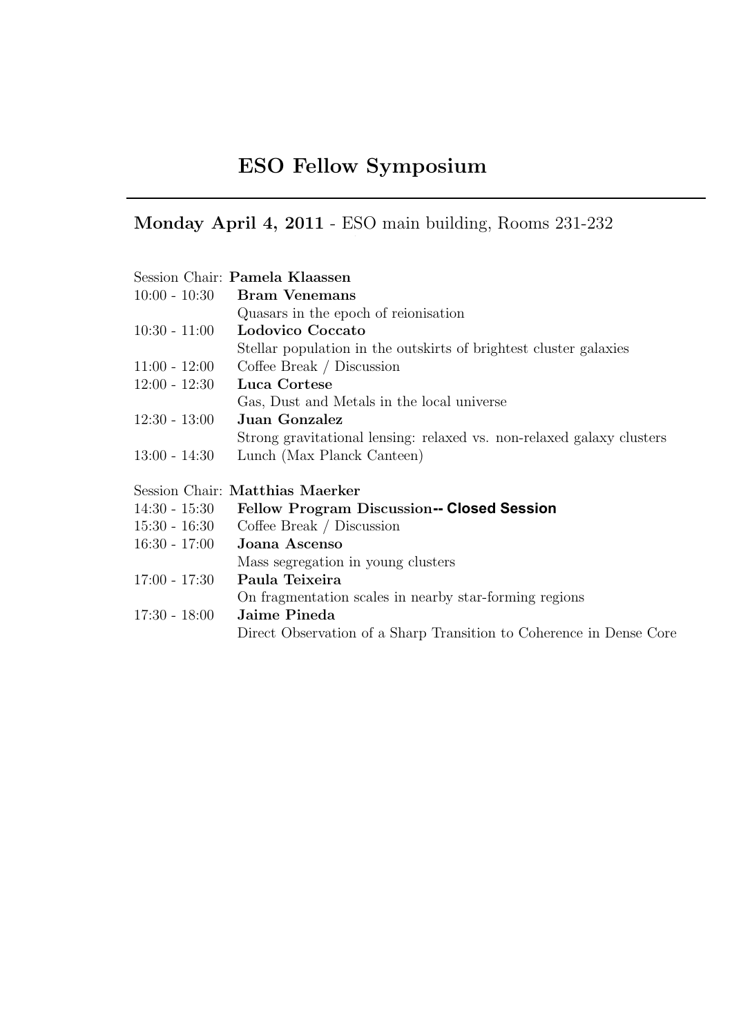# ESO Fellow Symposium

## Monday April 4, 2011 - ESO main building, Rooms 231-232

Session Chair: **Pamela Klaassen**

| | |
|---|---|
| 10:00 - 10:30 | **Bram Venemans**<br>Quasars in the epoch of reionisation |
| 10:30 - 11:00 | **Lodovico Coccato**<br>Stellar population in the outskirts of brightest cluster galaxies |
| 11:00 - 12:00 | Coffee Break / Discussion |
| 12:00 - 12:30 | **Luca Cortese**<br>Gas, Dust and Metals in the local universe |
| 12:30 - 13:00 | **Juan Gonzalez**<br>Strong gravitational lensing: relaxed vs. non-relaxed galaxy clusters |
| 13:00 - 14:30 | Lunch (Max Planck Canteen) |

Session Chair: **Matthias Maerker**

| | |
|---|---|
| 14:30 - 15:30 | **Fellow Program Discussion-- Closed Session** |
| 15:30 - 16:30 | Coffee Break / Discussion |
| 16:30 - 17:00 | **Joana Ascenso**<br>Mass segregation in young clusters |
| 17:00 - 17:30 | **Paula Teixeira**<br>On fragmentation scales in nearby star-forming regions |
| 17:30 - 18:00 | **Jaime Pineda**<br>Direct Observation of a Sharp Transition to Coherence in Dense Core |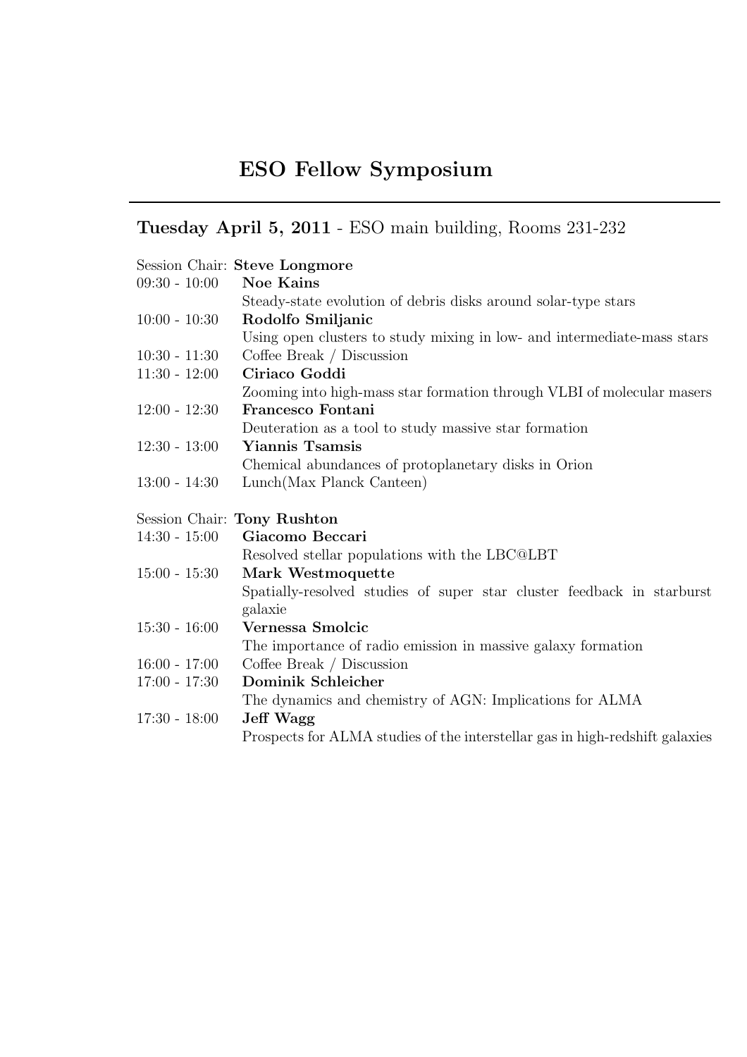# ESO Fellow Symposium

---

## **Tuesday April 5, 2011** - ESO main building, Rooms 231-232

Session Chair: **Steve Longmore**

| | |
|---|---|
| 09:30 - 10:00 | **Noe Kains** |
| | Steady-state evolution of debris disks around solar-type stars |
| 10:00 - 10:30 | **Rodolfo Smiljanic** |
| | Using open clusters to study mixing in low- and intermediate-mass stars |
| 10:30 - 11:30 | Coffee Break / Discussion |
| 11:30 - 12:00 | **Ciriaco Goddi** |
| | Zooming into high-mass star formation through VLBI of molecular masers |
| 12:00 - 12:30 | **Francesco Fontani** |
| | Deuteration as a tool to study massive star formation |
| 12:30 - 13:00 | **Yiannis Tsamsis** |
| | Chemical abundances of protoplanetary disks in Orion |
| 13:00 - 14:30 | Lunch(Max Planck Canteen) |

Session Chair: **Tony Rushton**

| | |
|---|---|
| 14:30 - 15:00 | **Giacomo Beccari** |
| | Resolved stellar populations with the LBC@LBT |
| 15:00 - 15:30 | **Mark Westmoquette** |
| | Spatially-resolved studies of super star cluster feedback in starburst galaxie |
| 15:30 - 16:00 | **Vernessa Smolcic** |
| | The importance of radio emission in massive galaxy formation |
| 16:00 - 17:00 | Coffee Break / Discussion |
| 17:00 - 17:30 | **Dominik Schleicher** |
| | The dynamics and chemistry of AGN: Implications for ALMA |
| 17:30 - 18:00 | **Jeff Wagg** |
| | Prospects for ALMA studies of the interstellar gas in high-redshift galaxies |